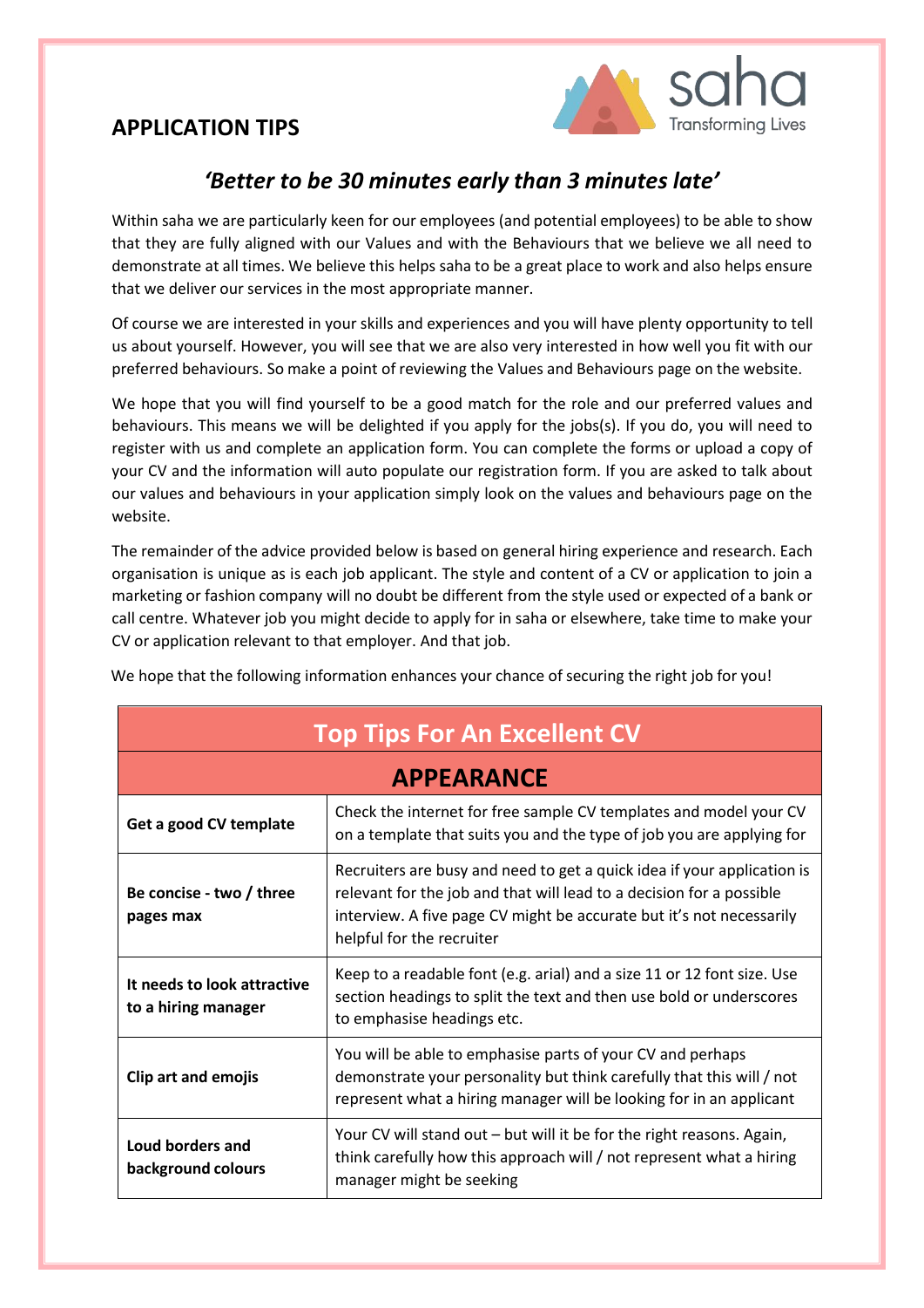## APPLICATION TIPS

saha Transforming Lives

### *'Better to be 30 minutes early than 3 minutes late'*

Within saha we are particularly keen for our employees (and potential employees) to be able to show that they are fully aligned with our Values and with the Behaviours that we believe we all need to demonstrate at all times. We believe this helps saha to be a great place to work and also helps ensure that we deliver our services in the most appropriate manner.

Of course we are interested in your skills and experiences and you will have plenty opportunity to tell us about yourself. However, you will see that we are also very interested in how well you fit with our preferred behaviours. So make a point of reviewing the Values and Behaviours page on the website.

We hope that you will find yourself to be a good match for the role and our preferred values and behaviours. This means we will be delighted if you apply for the jobs(s). If you do, you will need to register with us and complete an application form. You can complete the forms or upload a copy of your CV and the information will auto populate our registration form. If you are asked to talk about our values and behaviours in your application simply look on the values and behaviours page on the website.

The remainder of the advice provided below is based on general hiring experience and research. Each organisation is unique as is each job applicant. The style and content of a CV or application to join a marketing or fashion company will no doubt be different from the style used or expected of a bank or call centre. Whatever job you might decide to apply for in saha or elsewhere, take time to make your CV or application relevant to that employer. And that job.

We hope that the following information enhances your chance of securing the right job for you!

| Top Tips For An Excellent CV | |
|---|---|
| **APPEARANCE** | |
| **Get a good CV template** | Check the internet for free sample CV templates and model your CV on a template that suits you and the type of job you are applying for |
| **Be concise - two / three pages max** | Recruiters are busy and need to get a quick idea if your application is relevant for the job and that will lead to a decision for a possible interview. A five page CV might be accurate but it's not necessarily helpful for the recruiter |
| **It needs to look attractive to a hiring manager** | Keep to a readable font (e.g. arial) and a size 11 or 12 font size. Use section headings to split the text and then use bold or underscores to emphasise headings etc. |
| **Clip art and emojis** | You will be able to emphasise parts of your CV and perhaps demonstrate your personality but think carefully that this will / not represent what a hiring manager will be looking for in an applicant |
| **Loud borders and background colours** | Your CV will stand out – but will it be for the right reasons. Again, think carefully how this approach will / not represent what a hiring manager might be seeking |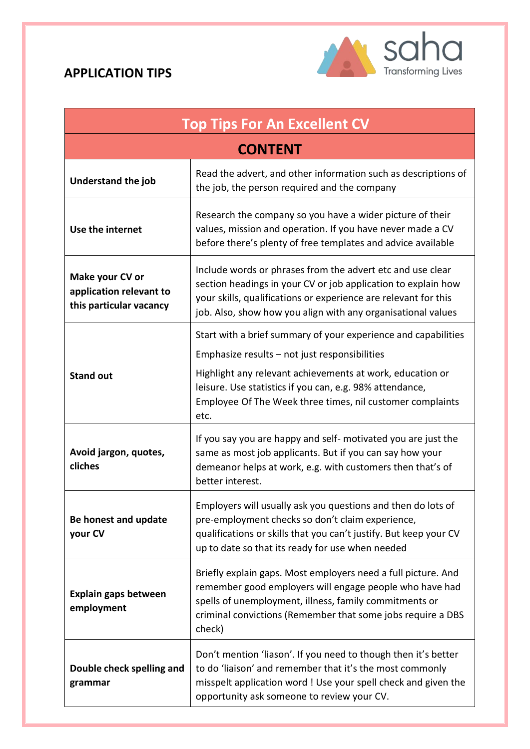## APPLICATION TIPS

| Top Tips For An Excellent CV | |
|---|---|
| **CONTENT** | |
| **Understand the job** | Read the advert, and other information such as descriptions of the job, the person required and the company |
| **Use the internet** | Research the company so you have a wider picture of their values, mission and operation. If you have never made a CV before there's plenty of free templates and advice available |
| **Make your CV or application relevant to this particular vacancy** | Include words or phrases from the advert etc and use clear section headings in your CV or job application to explain how your skills, qualifications or experience are relevant for this job. Also, show how you align with any organisational values |
| **Stand out** | Start with a brief summary of your experience and capabilities<br>Emphasize results – not just responsibilities<br>Highlight any relevant achievements at work, education or leisure. Use statistics if you can, e.g. 98% attendance, Employee Of The Week three times, nil customer complaints etc. |
| **Avoid jargon, quotes, cliches** | If you say you are happy and self- motivated you are just the same as most job applicants. But if you can say how your demeanor helps at work, e.g. with customers then that's of better interest. |
| **Be honest and update your CV** | Employers will usually ask you questions and then do lots of pre-employment checks so don't claim experience, qualifications or skills that you can't justify. But keep your CV up to date so that its ready for use when needed |
| **Explain gaps between employment** | Briefly explain gaps. Most employers need a full picture. And remember good employers will engage people who have had spells of unemployment, illness, family commitments or criminal convictions (Remember that some jobs require a DBS check) |
| **Double check spelling and grammar** | Don't mention 'liason'. If you need to though then it's better to do 'liaison' and remember that it's the most commonly misspelt application word ! Use your spell check and given the opportunity ask someone to review your CV. |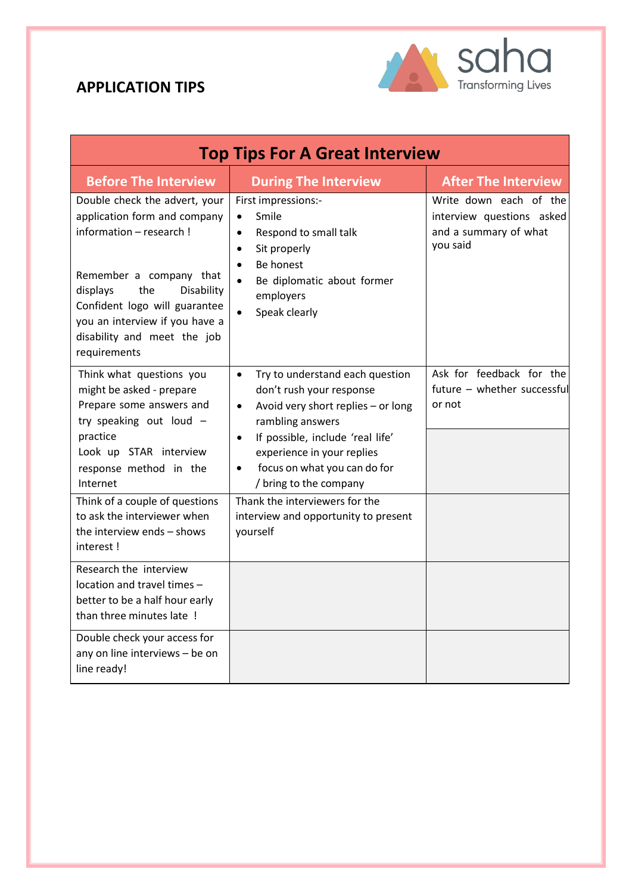## APPLICATION TIPS

| Top Tips For A Great Interview | | |
|---|---|---|
| **Before The Interview** | **During The Interview** | **After The Interview** |
| Double check the advert, your application form and company information – research !<br><br>Remember a company that displays the Disability Confident logo will guarantee you an interview if you have a disability and meet the job requirements | First impressions:-<br>• Smile<br>• Respond to small talk<br>• Sit properly<br>• Be honest<br>• Be diplomatic about former employers<br>• Speak clearly | Write down each of the interview questions asked and a summary of what you said |
| Think what questions you might be asked - prepare<br>Prepare some answers and try speaking out loud – practice<br>Look up STAR interview response method in the Internet | • Try to understand each question don't rush your response<br>• Avoid very short replies – or long rambling answers<br>• If possible, include 'real life' experience in your replies<br>• focus on what you can do for / bring to the company | Ask for feedback for the future – whether successful or not |
| Think of a couple of questions to ask the interviewer when the interview ends – shows interest ! | Thank the interviewers for the interview and opportunity to present yourself | |
| Research the interview location and travel times – better to be a half hour early than three minutes late ! | | |
| Double check your access for any on line interviews – be on line ready! | | |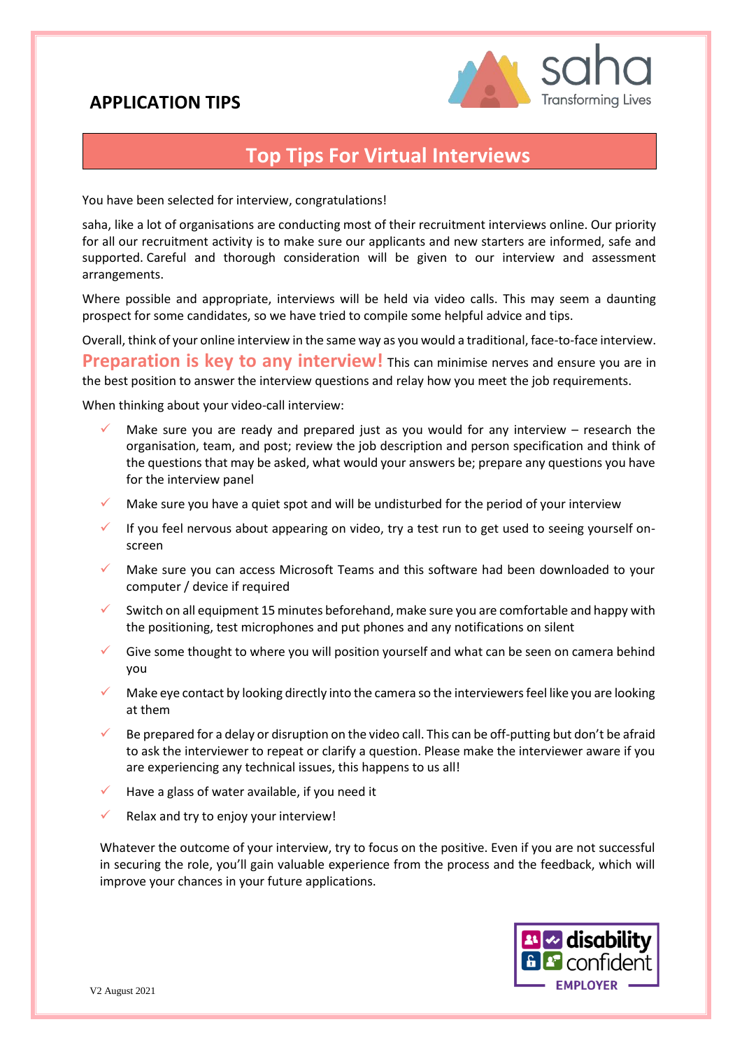## APPLICATION TIPS

saha
Transforming Lives

# Top Tips For Virtual Interviews

You have been selected for interview, congratulations!

saha, like a lot of organisations are conducting most of their recruitment interviews online. Our priority for all our recruitment activity is to make sure our applicants and new starters are informed, safe and supported. Careful and thorough consideration will be given to our interview and assessment arrangements.

Where possible and appropriate, interviews will be held via video calls. This may seem a daunting prospect for some candidates, so we have tried to compile some helpful advice and tips.

Overall, think of your online interview in the same way as you would a traditional, face-to-face interview. **Preparation is key to any interview!** This can minimise nerves and ensure you are in the best position to answer the interview questions and relay how you meet the job requirements.

When thinking about your video-call interview:

- ✓ Make sure you are ready and prepared just as you would for any interview – research the organisation, team, and post; review the job description and person specification and think of the questions that may be asked, what would your answers be; prepare any questions you have for the interview panel
- ✓ Make sure you have a quiet spot and will be undisturbed for the period of your interview
- ✓ If you feel nervous about appearing on video, try a test run to get used to seeing yourself on-screen
- ✓ Make sure you can access Microsoft Teams and this software had been downloaded to your computer / device if required
- ✓ Switch on all equipment 15 minutes beforehand, make sure you are comfortable and happy with the positioning, test microphones and put phones and any notifications on silent
- ✓ Give some thought to where you will position yourself and what can be seen on camera behind you
- ✓ Make eye contact by looking directly into the camera so the interviewers feel like you are looking at them
- ✓ Be prepared for a delay or disruption on the video call. This can be off-putting but don't be afraid to ask the interviewer to repeat or clarify a question. Please make the interviewer aware if you are experiencing any technical issues, this happens to us all!
- ✓ Have a glass of water available, if you need it
- ✓ Relax and try to enjoy your interview!

Whatever the outcome of your interview, try to focus on the positive. Even if you are not successful in securing the role, you'll gain valuable experience from the process and the feedback, which will improve your chances in your future applications.

disability confident EMPLOYER

V2 August 2021